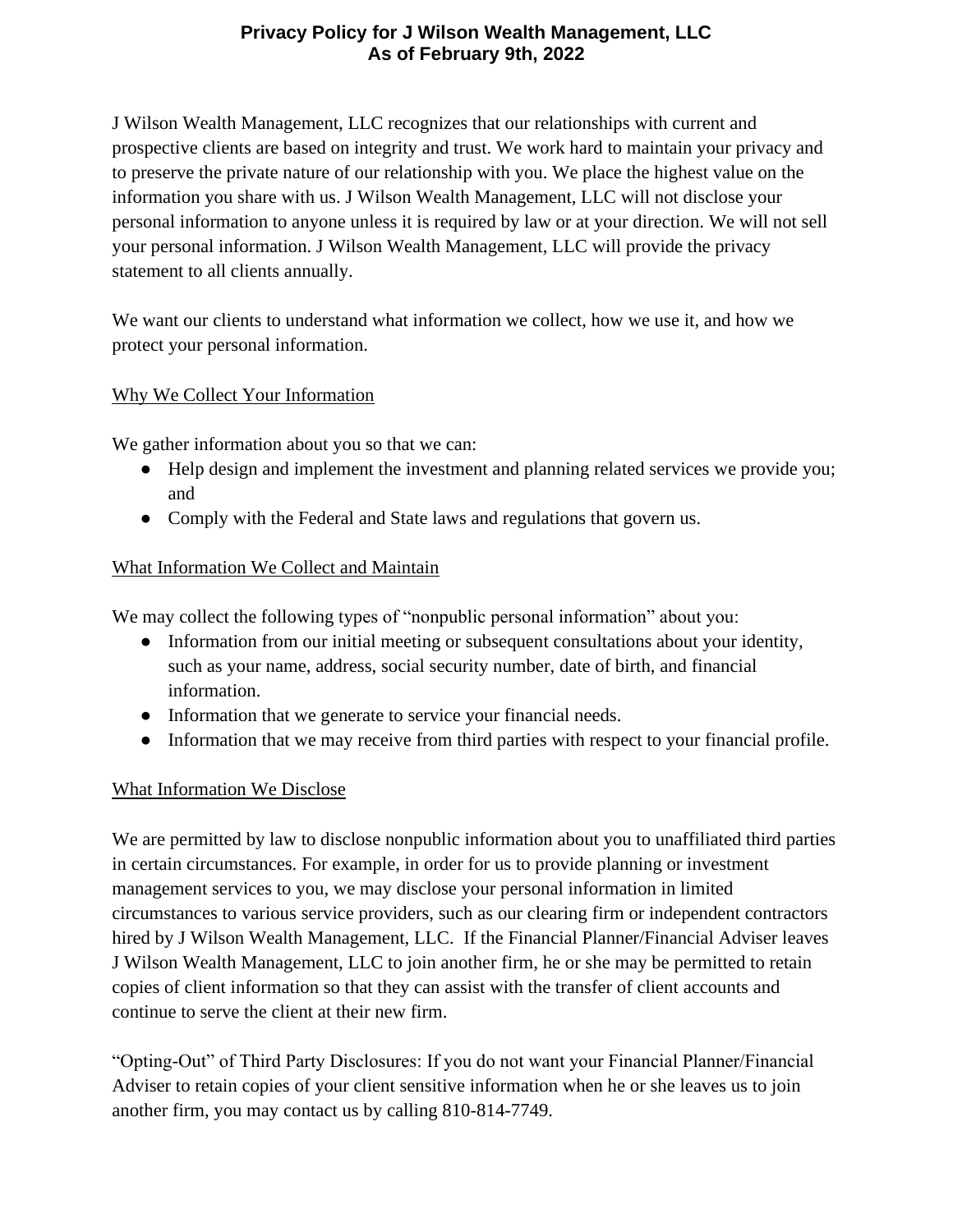# Privacy Policy for J Wilson Wealth Management, LLC
# As of February 9th, 2022

J Wilson Wealth Management, LLC recognizes that our relationships with current and prospective clients are based on integrity and trust. We work hard to maintain your privacy and to preserve the private nature of our relationship with you. We place the highest value on the information you share with us. J Wilson Wealth Management, LLC will not disclose your personal information to anyone unless it is required by law or at your direction. We will not sell your personal information. J Wilson Wealth Management, LLC will provide the privacy statement to all clients annually.

We want our clients to understand what information we collect, how we use it, and how we protect your personal information.

## Why We Collect Your Information

We gather information about you so that we can:

- Help design and implement the investment and planning related services we provide you; and
- Comply with the Federal and State laws and regulations that govern us.

## What Information We Collect and Maintain

We may collect the following types of "nonpublic personal information" about you:

- Information from our initial meeting or subsequent consultations about your identity, such as your name, address, social security number, date of birth, and financial information.
- Information that we generate to service your financial needs.
- Information that we may receive from third parties with respect to your financial profile.

## What Information We Disclose

We are permitted by law to disclose nonpublic information about you to unaffiliated third parties in certain circumstances. For example, in order for us to provide planning or investment management services to you, we may disclose your personal information in limited circumstances to various service providers, such as our clearing firm or independent contractors hired by J Wilson Wealth Management, LLC. If the Financial Planner/Financial Adviser leaves J Wilson Wealth Management, LLC to join another firm, he or she may be permitted to retain copies of client information so that they can assist with the transfer of client accounts and continue to serve the client at their new firm.

"Opting-Out" of Third Party Disclosures: If you do not want your Financial Planner/Financial Adviser to retain copies of your client sensitive information when he or she leaves us to join another firm, you may contact us by calling 810-814-7749.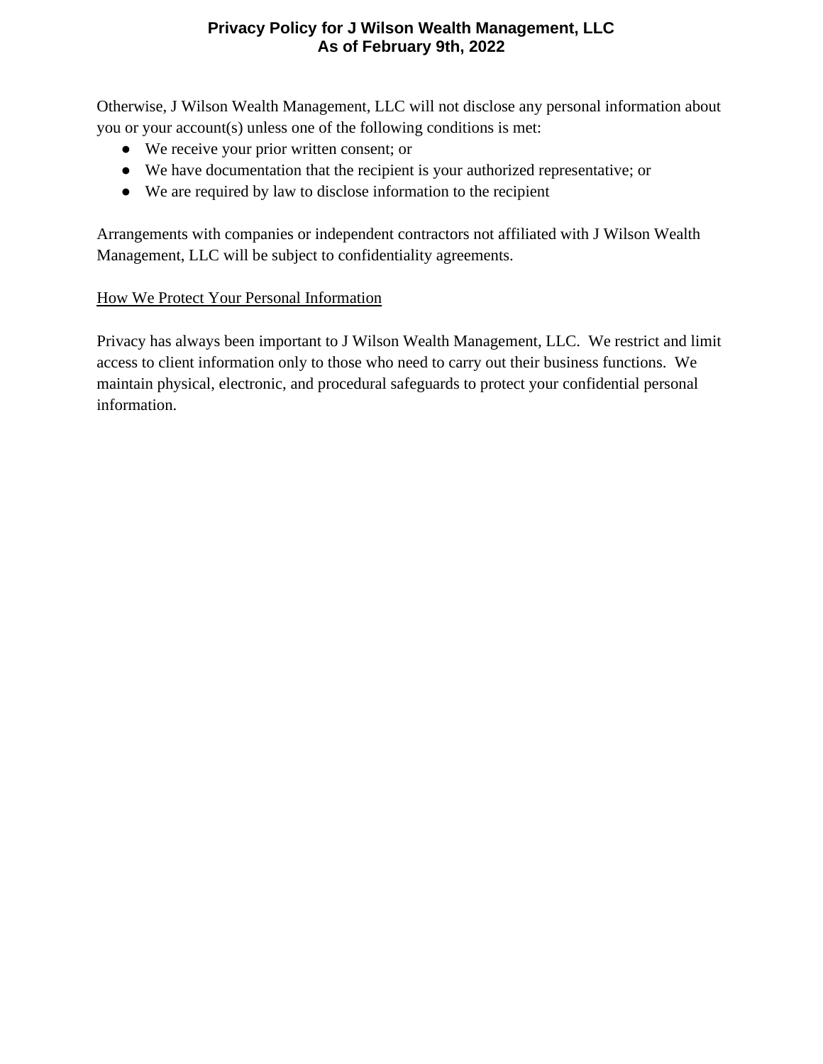Otherwise, J Wilson Wealth Management, LLC will not disclose any personal information about you or your account(s) unless one of the following conditions is met:

- We receive your prior written consent; or
- We have documentation that the recipient is your authorized representative; or
- We are required by law to disclose information to the recipient

Arrangements with companies or independent contractors not affiliated with J Wilson Wealth Management, LLC will be subject to confidentiality agreements.

## How We Protect Your Personal Information

Privacy has always been important to J Wilson Wealth Management, LLC. We restrict and limit access to client information only to those who need to carry out their business functions. We maintain physical, electronic, and procedural safeguards to protect your confidential personal information.